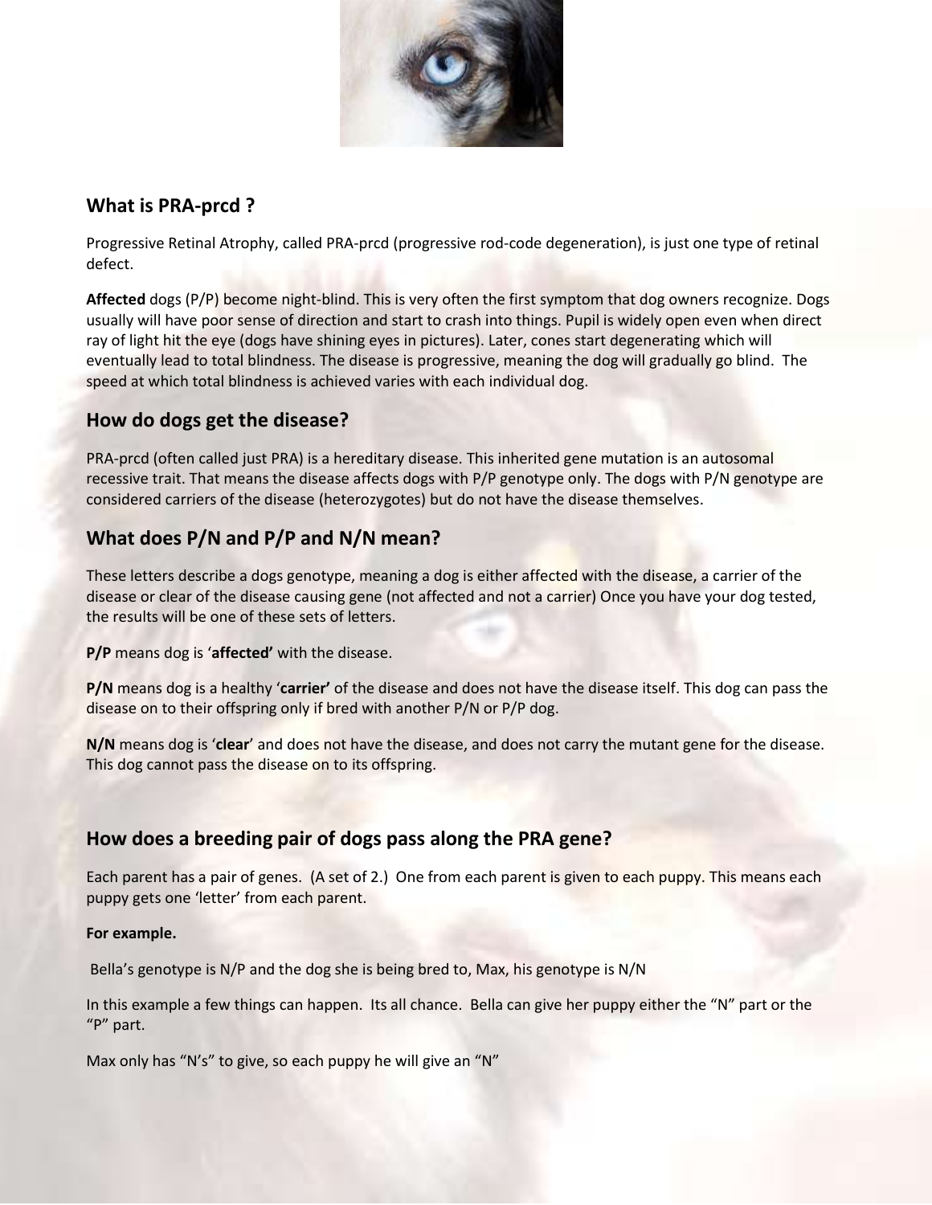## What is PRA-prcd ?

Progressive Retinal Atrophy, called PRA-prcd (progressive rod-code degeneration), is just one type of retinal defect.

**Affected** dogs (P/P) become night-blind. This is very often the first symptom that dog owners recognize. Dogs usually will have poor sense of direction and start to crash into things. Pupil is widely open even when direct ray of light hit the eye (dogs have shining eyes in pictures). Later, cones start degenerating which will eventually lead to total blindness. The disease is progressive, meaning the dog will gradually go blind. The speed at which total blindness is achieved varies with each individual dog.

## How do dogs get the disease?

PRA-prcd (often called just PRA) is a hereditary disease. This inherited gene mutation is an autosomal recessive trait. That means the disease affects dogs with P/P genotype only. The dogs with P/N genotype are considered carriers of the disease (heterozygotes) but do not have the disease themselves.

## What does P/N and P/P and N/N mean?

These letters describe a dogs genotype, meaning a dog is either affected with the disease, a carrier of the disease or clear of the disease causing gene (not affected and not a carrier) Once you have your dog tested, the results will be one of these sets of letters.

**P/P** means dog is '**affected'** with the disease.

**P/N** means dog is a healthy '**carrier'** of the disease and does not have the disease itself. This dog can pass the disease on to their offspring only if bred with another P/N or P/P dog.

**N/N** means dog is '**clear**' and does not have the disease, and does not carry the mutant gene for the disease. This dog cannot pass the disease on to its offspring.

## How does a breeding pair of dogs pass along the PRA gene?

Each parent has a pair of genes. (A set of 2.) One from each parent is given to each puppy. This means each puppy gets one 'letter' from each parent.

**For example.**

Bella's genotype is N/P and the dog she is being bred to, Max, his genotype is N/N

In this example a few things can happen. Its all chance. Bella can give her puppy either the "N" part or the "P" part.

Max only has "N's" to give, so each puppy he will give an "N"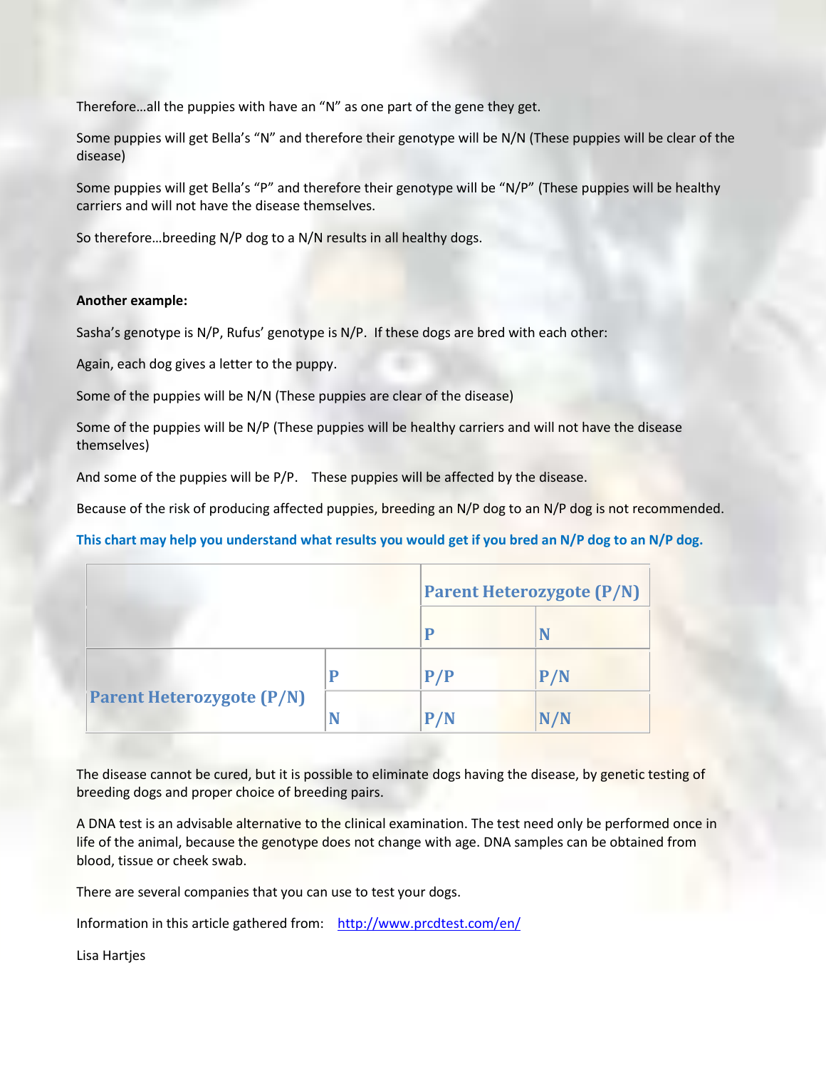Therefore…all the puppies with have an “N” as one part of the gene they get.

Some puppies will get Bella’s “N” and therefore their genotype will be N/N (These puppies will be clear of the disease)

Some puppies will get Bella’s “P” and therefore their genotype will be “N/P” (These puppies will be healthy carriers and will not have the disease themselves.

So therefore…breeding N/P dog to a N/N results in all healthy dogs.

**Another example:**

Sasha’s genotype is N/P, Rufus’ genotype is N/P. If these dogs are bred with each other:

Again, each dog gives a letter to the puppy.

Some of the puppies will be N/N (These puppies are clear of the disease)

Some of the puppies will be N/P (These puppies will be healthy carriers and will not have the disease themselves)

And some of the puppies will be P/P. These puppies will be affected by the disease.

Because of the risk of producing affected puppies, breeding an N/P dog to an N/P dog is not recommended.

**This chart may help you understand what results you would get if you bred an N/P dog to an N/P dog.**

| | | Parent Heterozygote (P/N) | |
|---|---|---|---|
| | | **P** | **N** |
| **Parent Heterozygote (P/N)** | **P** | **P/P** | **P/N** |
| | **N** | **P/N** | **N/N** |

The disease cannot be cured, but it is possible to eliminate dogs having the disease, by genetic testing of breeding dogs and proper choice of breeding pairs.

A DNA test is an advisable alternative to the clinical examination. The test need only be performed once in life of the animal, because the genotype does not change with age. DNA samples can be obtained from blood, tissue or cheek swab.

There are several companies that you can use to test your dogs.

Information in this article gathered from: http://www.prcdtest.com/en/

Lisa Hartjes